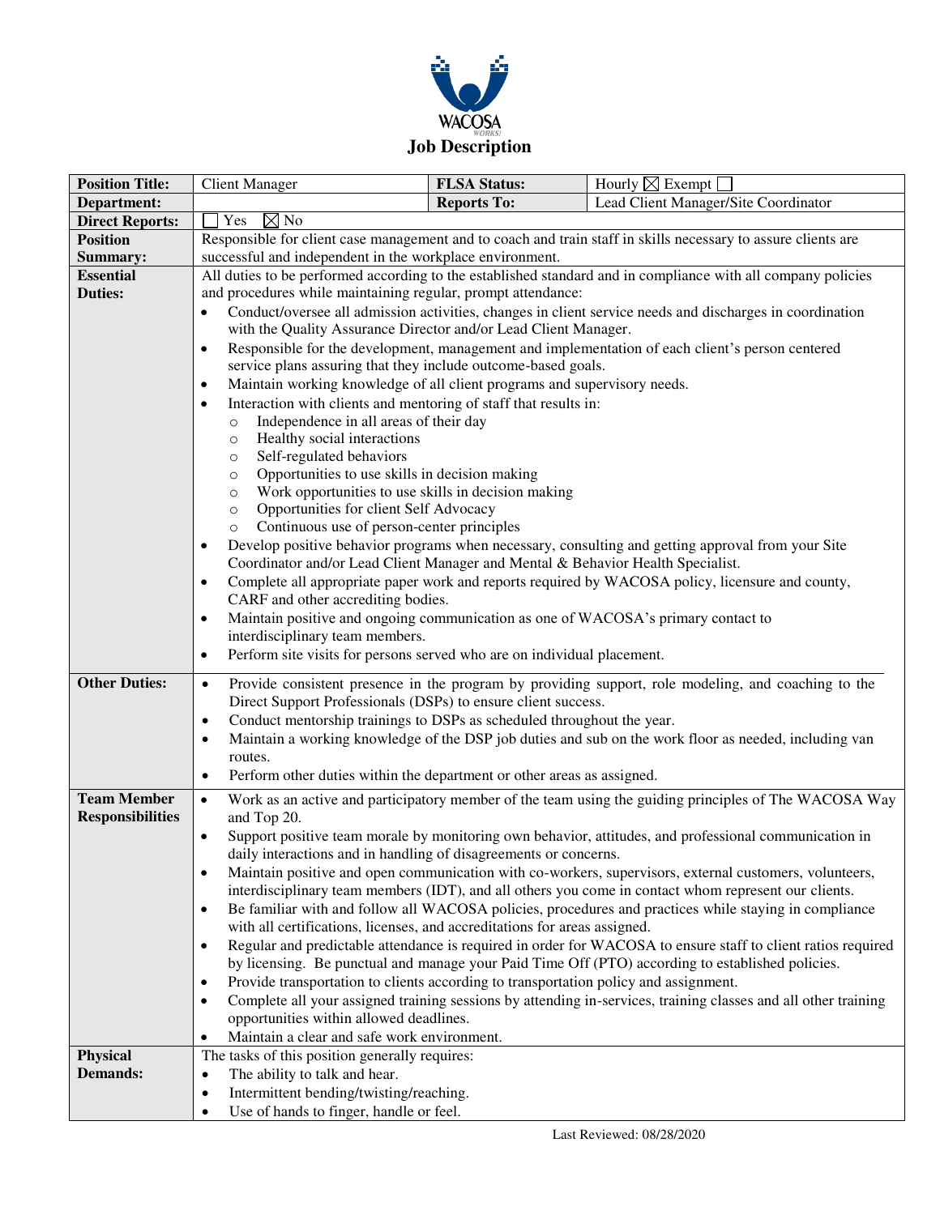WACOSA

# Job Description

| **Position Title:** | Client Manager | **FLSA Status:** | Hourly ☒ Exempt ☐ |
|---|---|---|---|
| **Department:** | | **Reports To:** | Lead Client Manager/Site Coordinator |
| **Direct Reports:** | ☐ Yes ☒ No | | |
| **Position Summary:** | Responsible for client case management and to coach and train staff in skills necessary to assure clients are successful and independent in the workplace environment. | | |
| **Essential Duties:** | All duties to be performed according to the established standard and in compliance with all company policies and procedures while maintaining regular, prompt attendance:<br>• Conduct/oversee all admission activities, changes in client service needs and discharges in coordination with the Quality Assurance Director and/or Lead Client Manager.<br>• Responsible for the development, management and implementation of each client's person centered service plans assuring that they include outcome-based goals.<br>• Maintain working knowledge of all client programs and supervisory needs.<br>• Interaction with clients and mentoring of staff that results in:<br>  ○ Independence in all areas of their day<br>  ○ Healthy social interactions<br>  ○ Self-regulated behaviors<br>  ○ Opportunities to use skills in decision making<br>  ○ Work opportunities to use skills in decision making<br>  ○ Opportunities for client Self Advocacy<br>  ○ Continuous use of person-center principles<br>• Develop positive behavior programs when necessary, consulting and getting approval from your Site Coordinator and/or Lead Client Manager and Mental & Behavior Health Specialist.<br>• Complete all appropriate paper work and reports required by WACOSA policy, licensure and county, CARF and other accrediting bodies.<br>• Maintain positive and ongoing communication as one of WACOSA's primary contact to interdisciplinary team members.<br>• Perform site visits for persons served who are on individual placement. | | |
| **Other Duties:** | • Provide consistent presence in the program by providing support, role modeling, and coaching to the Direct Support Professionals (DSPs) to ensure client success.<br>• Conduct mentorship trainings to DSPs as scheduled throughout the year.<br>• Maintain a working knowledge of the DSP job duties and sub on the work floor as needed, including van routes.<br>• Perform other duties within the department or other areas as assigned. | | |
| **Team Member Responsibilities** | • Work as an active and participatory member of the team using the guiding principles of The WACOSA Way and Top 20.<br>• Support positive team morale by monitoring own behavior, attitudes, and professional communication in daily interactions and in handling of disagreements or concerns.<br>• Maintain positive and open communication with co-workers, supervisors, external customers, volunteers, interdisciplinary team members (IDT), and all others you come in contact whom represent our clients.<br>• Be familiar with and follow all WACOSA policies, procedures and practices while staying in compliance with all certifications, licenses, and accreditations for areas assigned.<br>• Regular and predictable attendance is required in order for WACOSA to ensure staff to client ratios required by licensing. Be punctual and manage your Paid Time Off (PTO) according to established policies.<br>• Provide transportation to clients according to transportation policy and assignment.<br>• Complete all your assigned training sessions by attending in-services, training classes and all other training opportunities within allowed deadlines.<br>• Maintain a clear and safe work environment. | | |
| **Physical Demands:** | The tasks of this position generally requires:<br>• The ability to talk and hear.<br>• Intermittent bending/twisting/reaching.<br>• Use of hands to finger, handle or feel. | | |

Last Reviewed: 08/28/2020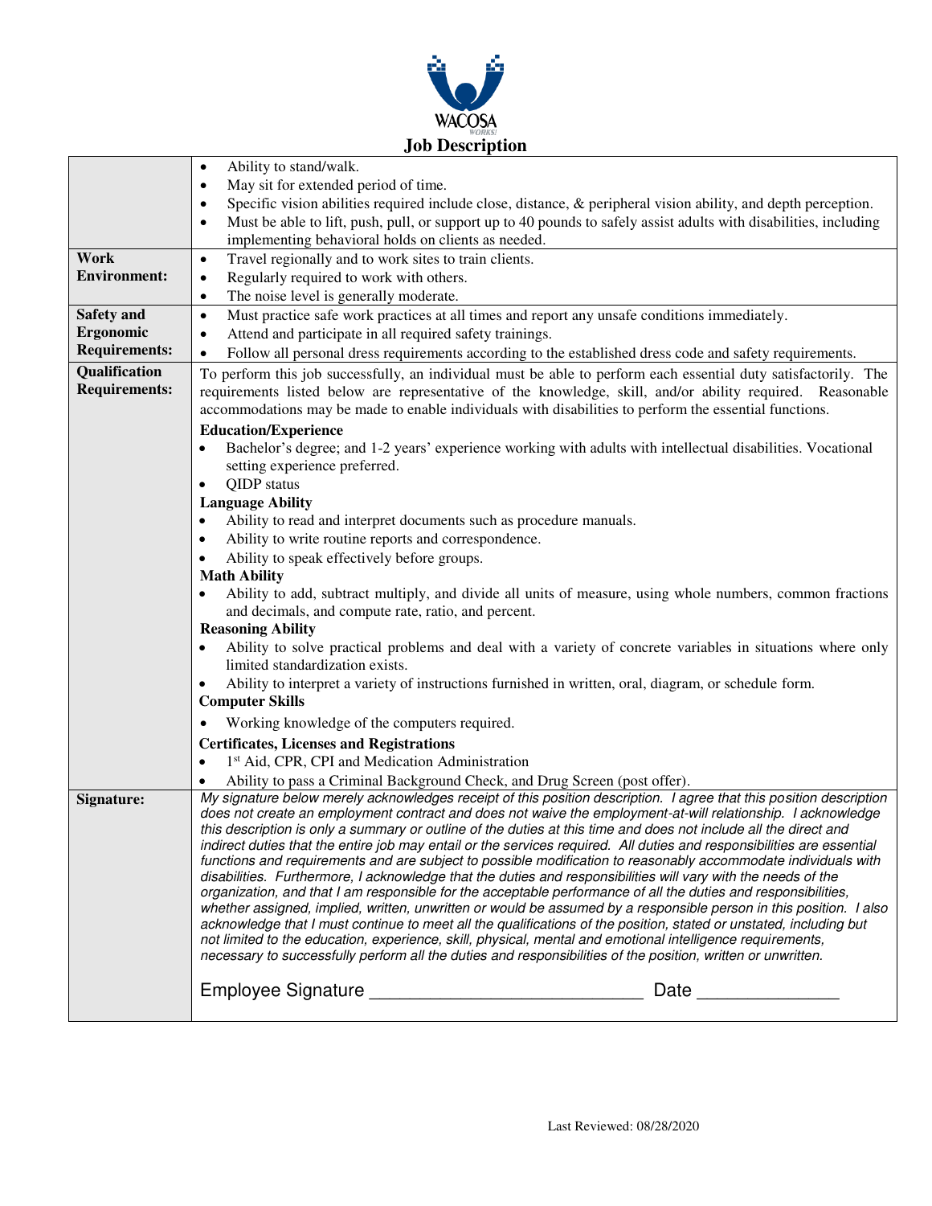WACOSA

**Job Description**

| | |
|---|---|
| | • Ability to stand/walk.<br>• May sit for extended period of time.<br>• Specific vision abilities required include close, distance, & peripheral vision ability, and depth perception.<br>• Must be able to lift, push, pull, or support up to 40 pounds to safely assist adults with disabilities, including implementing behavioral holds on clients as needed. |
| **Work Environment:** | • Travel regionally and to work sites to train clients.<br>• Regularly required to work with others.<br>• The noise level is generally moderate. |
| **Safety and Ergonomic Requirements:** | • Must practice safe work practices at all times and report any unsafe conditions immediately.<br>• Attend and participate in all required safety trainings.<br>• Follow all personal dress requirements according to the established dress code and safety requirements. |
| **Qualification Requirements:** | To perform this job successfully, an individual must be able to perform each essential duty satisfactorily. The requirements listed below are representative of the knowledge, skill, and/or ability required. Reasonable accommodations may be made to enable individuals with disabilities to perform the essential functions.<br>**Education/Experience**<br>• Bachelor's degree; and 1-2 years' experience working with adults with intellectual disabilities. Vocational setting experience preferred.<br>• QIDP status<br>**Language Ability**<br>• Ability to read and interpret documents such as procedure manuals.<br>• Ability to write routine reports and correspondence.<br>• Ability to speak effectively before groups.<br>**Math Ability**<br>• Ability to add, subtract multiply, and divide all units of measure, using whole numbers, common fractions and decimals, and compute rate, ratio, and percent.<br>**Reasoning Ability**<br>• Ability to solve practical problems and deal with a variety of concrete variables in situations where only limited standardization exists.<br>• Ability to interpret a variety of instructions furnished in written, oral, diagram, or schedule form.<br>**Computer Skills**<br>• Working knowledge of the computers required.<br>**Certificates, Licenses and Registrations**<br>• 1st Aid, CPR, CPI and Medication Administration<br>• Ability to pass a Criminal Background Check, and Drug Screen (post offer). |
| **Signature:** | *My signature below merely acknowledges receipt of this position description. I agree that this position description does not create an employment contract and does not waive the employment-at-will relationship. I acknowledge this description is only a summary or outline of the duties at this time and does not include all the direct and indirect duties that the entire job may entail or the services required. All duties and responsibilities are essential functions and requirements and are subject to possible modification to reasonably accommodate individuals with disabilities. Furthermore, I acknowledge that the duties and responsibilities will vary with the needs of the organization, and that I am responsible for the acceptable performance of all the duties and responsibilities, whether assigned, implied, written, unwritten or would be assumed by a responsible person in this position. I also acknowledge that I must continue to meet all the qualifications of the position, stated or unstated, including but not limited to the education, experience, skill, physical, mental and emotional intelligence requirements, necessary to successfully perform all the duties and responsibilities of the position, written or unwritten.*<br><br>Employee Signature ___________________________ Date _____________ |

Last Reviewed: 08/28/2020